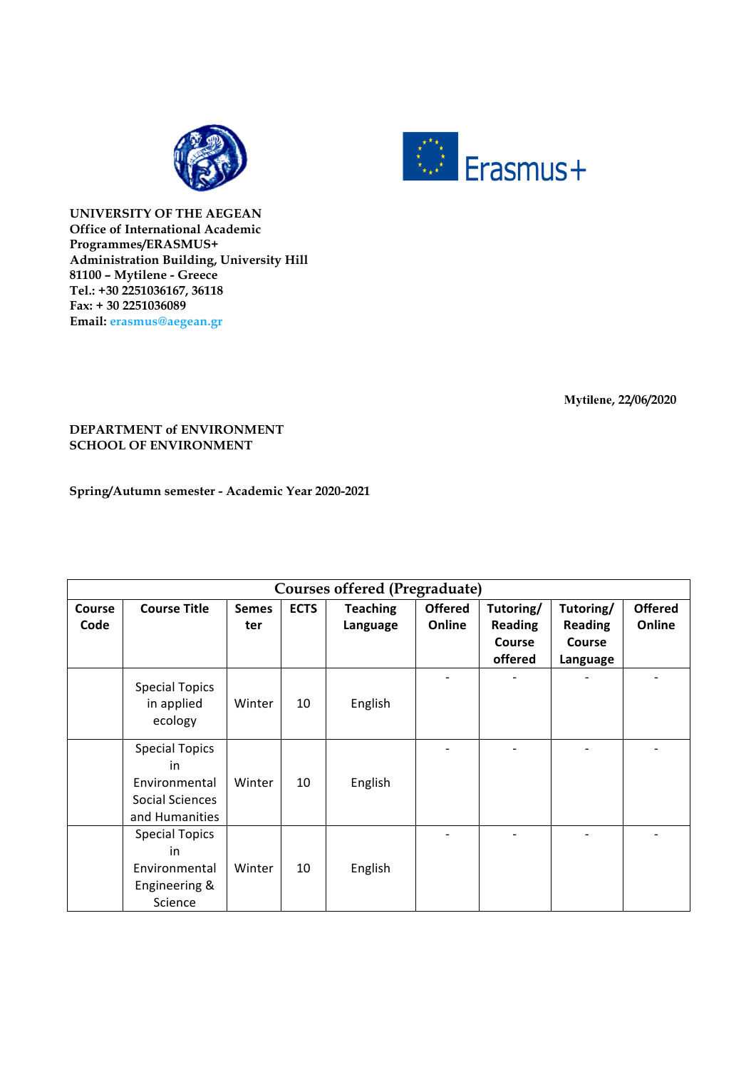**UNIVERSITY OF THE AEGEAN**
**Office of International Academic Programmes/ERASMUS+**
**Administration Building, University Hill**
**81100 – Mytilene - Greece**
**Tel.: +30 2251036167, 36118**
**Fax: + 30 2251036089**
**Email: erasmus@aegean.gr**

**Mytilene, 22/06/2020**

**DEPARTMENT of ENVIRONMENT**
**SCHOOL OF ENVIRONMENT**

**Spring/Autumn semester - Academic Year 2020-2021**

| Courses offered (Pregraduate) | | | | | | | | |
|---|---|---|---|---|---|---|---|---|
| **Course Code** | **Course Title** | **Semester** | **ECTS** | **Teaching Language** | **Offered Online** | **Tutoring/ Reading Course offered** | **Tutoring/ Reading Course Language** | **Offered Online** |
| | Special Topics in applied ecology | Winter | 10 | English | - | - | - | - |
| | Special Topics in Environmental Social Sciences and Humanities | Winter | 10 | English | - | - | - | - |
| | Special Topics in Environmental Engineering & Science | Winter | 10 | English | - | - | - | - |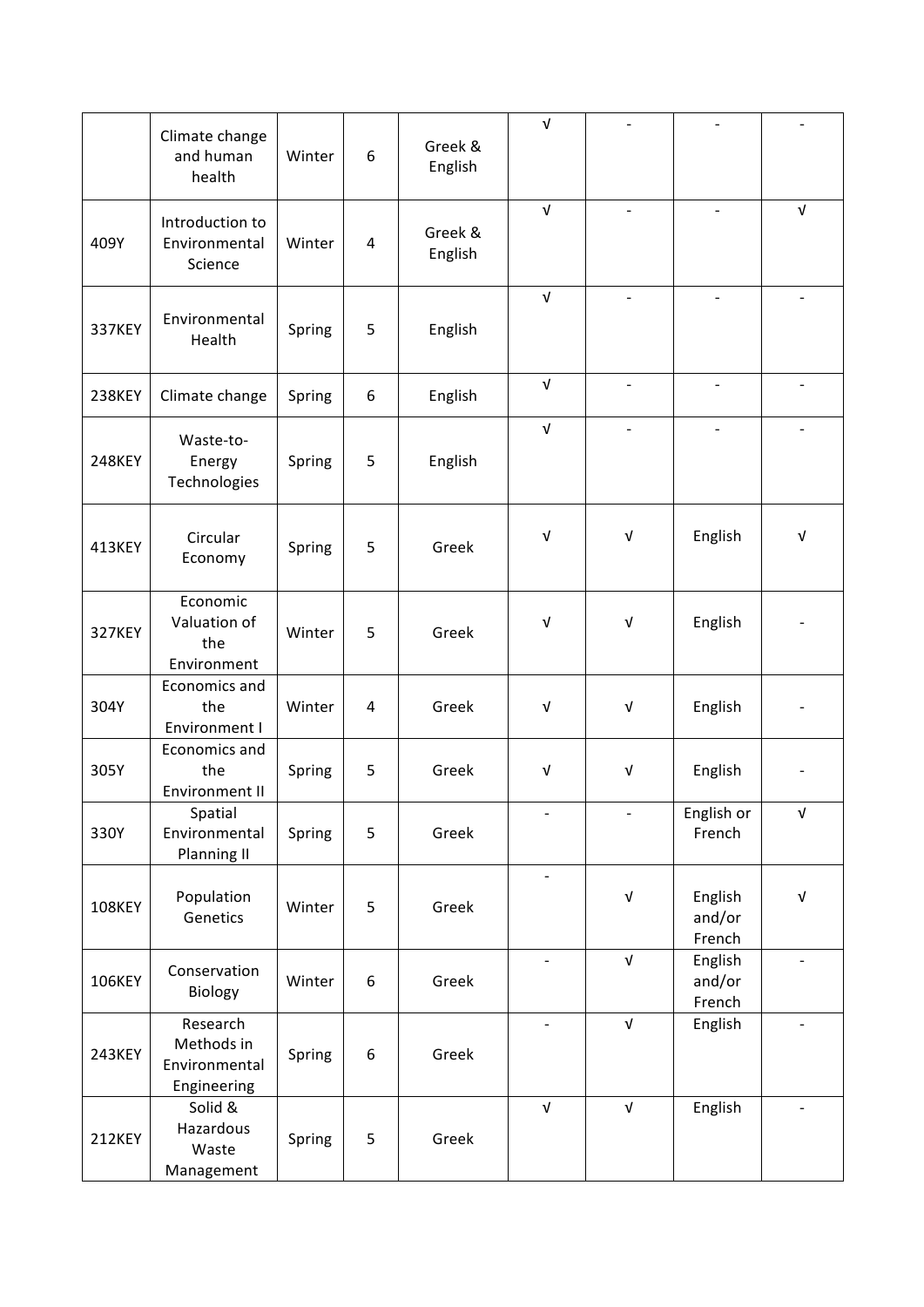| | | | | | | | | |
|---|---|---|---|---|---|---|---|---|
| | Climate change and human health | Winter | 6 | Greek & English | √ | - | - | - |
| 409Y | Introduction to Environmental Science | Winter | 4 | Greek & English | √ | - | - | √ |
| 337KEY | Environmental Health | Spring | 5 | English | √ | - | - | - |
| 238KEY | Climate change | Spring | 6 | English | √ | - | - | - |
| 248KEY | Waste-to-Energy Technologies | Spring | 5 | English | √ | - | - | - |
| 413KEY | Circular Economy | Spring | 5 | Greek | √ | √ | English | √ |
| 327KEY | Economic Valuation of the Environment | Winter | 5 | Greek | √ | √ | English | - |
| 304Y | Economics and the Environment I | Winter | 4 | Greek | √ | √ | English | - |
| 305Y | Economics and the Environment II | Spring | 5 | Greek | √ | √ | English | - |
| 330Y | Spatial Environmental Planning II | Spring | 5 | Greek | - | - | English or French | √ |
| 108KEY | Population Genetics | Winter | 5 | Greek | - | √ | English and/or French | √ |
| 106KEY | Conservation Biology | Winter | 6 | Greek | - | √ | English and/or French | - |
| 243KEY | Research Methods in Environmental Engineering | Spring | 6 | Greek | - | √ | English | - |
| 212KEY | Solid & Hazardous Waste Management | Spring | 5 | Greek | √ | √ | English | - |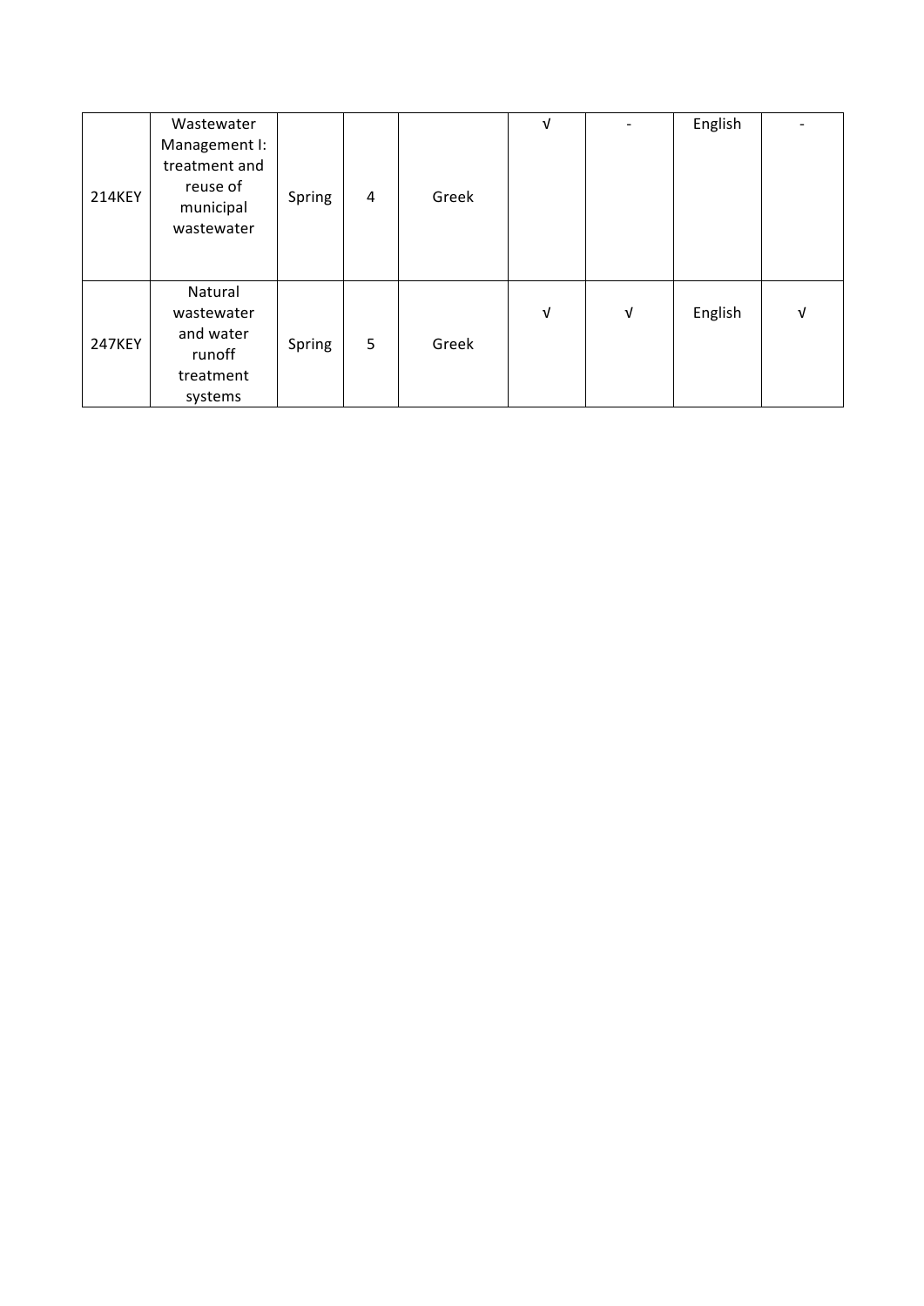| | | | | | | | | |
|---|---|---|---|---|---|---|---|---|
| 214KEY | Wastewater Management I: treatment and reuse of municipal wastewater | Spring | 4 | Greek | √ | - | English | - |
| 247KEY | Natural wastewater and water runoff treatment systems | Spring | 5 | Greek | √ | √ | English | √ |